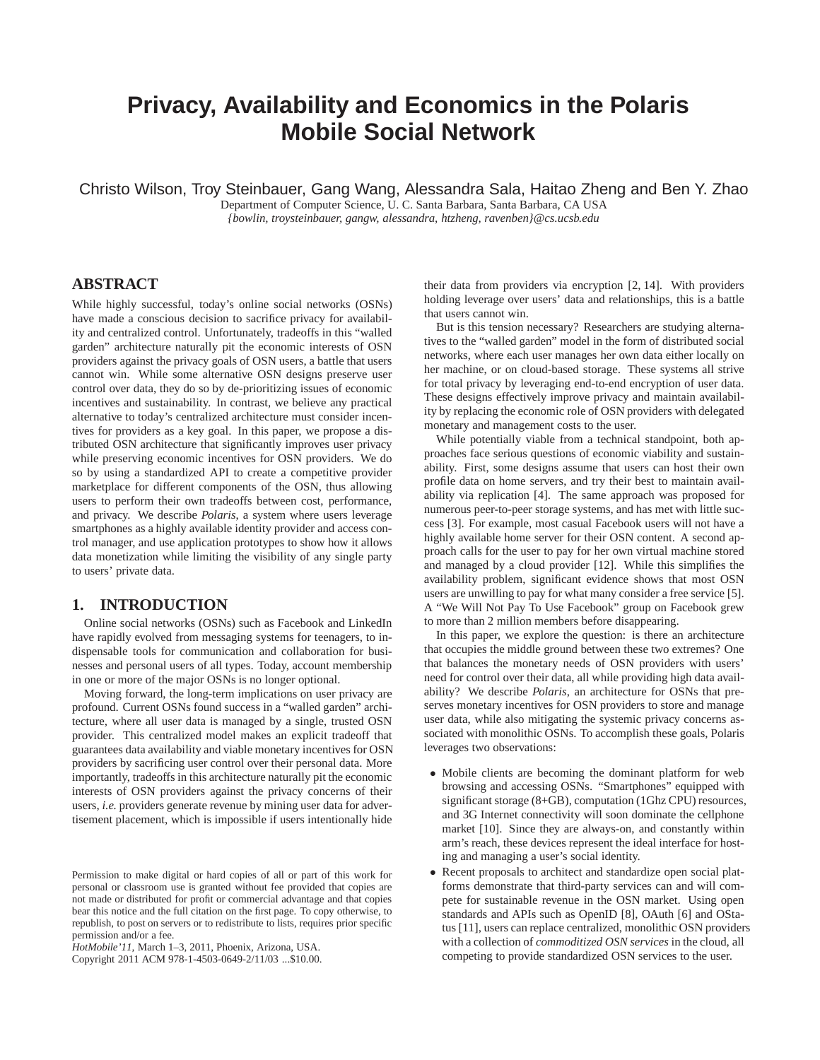# Privacy, Availability and Economics in the Polaris Mobile Social Network

Christo Wilson, Troy Steinbauer, Gang Wang, Alessandra Sala, Haitao Zheng and Ben Y. Zhao

Department of Computer Science, U. C. Santa Barbara, Santa Barbara, CA USA

*{bowlin, troysteinbauer, gangw, alessandra, htzheng, ravenben}@cs.ucsb.edu*

## ABSTRACT

While highly successful, today's online social networks (OSNs) have made a conscious decision to sacrifice privacy for availability and centralized control. Unfortunately, tradeoffs in this "walled garden" architecture naturally pit the economic interests of OSN providers against the privacy goals of OSN users, a battle that users cannot win. While some alternative OSN designs preserve user control over data, they do so by de-prioritizing issues of economic incentives and sustainability. In contrast, we believe any practical alternative to today's centralized architecture must consider incentives for providers as a key goal. In this paper, we propose a distributed OSN architecture that significantly improves user privacy while preserving economic incentives for OSN providers. We do so by using a standardized API to create a competitive provider marketplace for different components of the OSN, thus allowing users to perform their own tradeoffs between cost, performance, and privacy. We describe *Polaris*, a system where users leverage smartphones as a highly available identity provider and access control manager, and use application prototypes to show how it allows data monetization while limiting the visibility of any single party to users' private data.

## 1. INTRODUCTION

Online social networks (OSNs) such as Facebook and LinkedIn have rapidly evolved from messaging systems for teenagers, to indispensable tools for communication and collaboration for businesses and personal users of all types. Today, account membership in one or more of the major OSNs is no longer optional.

Moving forward, the long-term implications on user privacy are profound. Current OSNs found success in a "walled garden" architecture, where all user data is managed by a single, trusted OSN provider. This centralized model makes an explicit tradeoff that guarantees data availability and viable monetary incentives for OSN providers by sacrificing user control over their personal data. More importantly, tradeoffs in this architecture naturally pit the economic interests of OSN providers against the privacy concerns of their users, *i.e.* providers generate revenue by mining user data for advertisement placement, which is impossible if users intentionally hide their data from providers via encryption [2, 14]. With providers holding leverage over users' data and relationships, this is a battle that users cannot win.

But is this tension necessary? Researchers are studying alternatives to the "walled garden" model in the form of distributed social networks, where each user manages her own data either locally on her machine, or on cloud-based storage. These systems all strive for total privacy by leveraging end-to-end encryption of user data. These designs effectively improve privacy and maintain availability by replacing the economic role of OSN providers with delegated monetary and management costs to the user.

While potentially viable from a technical standpoint, both approaches face serious questions of economic viability and sustainability. First, some designs assume that users can host their own profile data on home servers, and try their best to maintain availability via replication [4]. The same approach was proposed for numerous peer-to-peer storage systems, and has met with little success [3]. For example, most casual Facebook users will not have a highly available home server for their OSN content. A second approach calls for the user to pay for her own virtual machine stored and managed by a cloud provider [12]. While this simplifies the availability problem, significant evidence shows that most OSN users are unwilling to pay for what many consider a free service [5]. A "We Will Not Pay To Use Facebook" group on Facebook grew to more than 2 million members before disappearing.

In this paper, we explore the question: is there an architecture that occupies the middle ground between these two extremes? One that balances the monetary needs of OSN providers with users' need for control over their data, all while providing high data availability? We describe *Polaris*, an architecture for OSNs that preserves monetary incentives for OSN providers to store and manage user data, while also mitigating the systemic privacy concerns associated with monolithic OSNs. To accomplish these goals, Polaris leverages two observations:

- Mobile clients are becoming the dominant platform for web browsing and accessing OSNs. "Smartphones" equipped with significant storage (8+GB), computation (1Ghz CPU) resources, and 3G Internet connectivity will soon dominate the cellphone market [10]. Since they are always-on, and constantly within arm's reach, these devices represent the ideal interface for hosting and managing a user's social identity.
- Recent proposals to architect and standardize open social platforms demonstrate that third-party services can and will compete for sustainable revenue in the OSN market. Using open standards and APIs such as OpenID [8], OAuth [6] and OStatus [11], users can replace centralized, monolithic OSN providers with a collection of *commoditized OSN services* in the cloud, all competing to provide standardized OSN services to the user.

Permission to make digital or hard copies of all or part of this work for personal or classroom use is granted without fee provided that copies are not made or distributed for profit or commercial advantage and that copies bear this notice and the full citation on the first page. To copy otherwise, to republish, to post on servers or to redistribute to lists, requires prior specific permission and/or a fee.
*HotMobile'11*, March 1–3, 2011, Phoenix, Arizona, USA.
Copyright 2011 ACM 978-1-4503-0649-2/11/03 ...$10.00.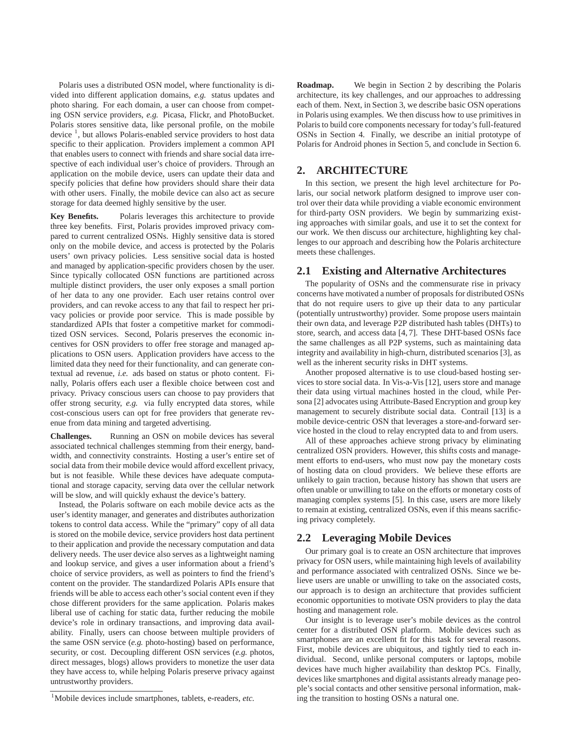Polaris uses a distributed OSN model, where functionality is divided into different application domains, *e.g.* status updates and photo sharing. For each domain, a user can choose from competing OSN service providers, *e.g.* Picasa, Flickr, and PhotoBucket. Polaris stores sensitive data, like personal profile, on the mobile device [1], but allows Polaris-enabled service providers to host data specific to their application. Providers implement a common API that enables users to connect with friends and share social data irrespective of each individual user's choice of providers. Through an application on the mobile device, users can update their data and specify policies that define how providers should share their data with other users. Finally, the mobile device can also act as secure storage for data deemed highly sensitive by the user.

**Key Benefits.** Polaris leverages this architecture to provide three key benefits. First, Polaris provides improved privacy compared to current centralized OSNs. Highly sensitive data is stored only on the mobile device, and access is protected by the Polaris users' own privacy policies. Less sensitive social data is hosted and managed by application-specific providers chosen by the user. Since typically collocated OSN functions are partitioned across multiple distinct providers, the user only exposes a small portion of her data to any one provider. Each user retains control over providers, and can revoke access to any that fail to respect her privacy policies or provide poor service. This is made possible by standardized APIs that foster a competitive market for commoditized OSN services. Second, Polaris preserves the economic incentives for OSN providers to offer free storage and managed applications to OSN users. Application providers have access to the limited data they need for their functionality, and can generate contextual ad revenue, *i.e.* ads based on status or photo content. Finally, Polaris offers each user a flexible choice between cost and privacy. Privacy conscious users can choose to pay providers that offer strong security, *e.g.* via fully encrypted data stores, while cost-conscious users can opt for free providers that generate revenue from data mining and targeted advertising.

**Challenges.** Running an OSN on mobile devices has several associated technical challenges stemming from their energy, bandwidth, and connectivity constraints. Hosting a user's entire set of social data from their mobile device would afford excellent privacy, but is not feasible. While these devices have adequate computational and storage capacity, serving data over the cellular network will be slow, and will quickly exhaust the device's battery.

Instead, the Polaris software on each mobile device acts as the user's identity manager, and generates and distributes authorization tokens to control data access. While the "primary" copy of all data is stored on the mobile device, service providers host data pertinent to their application and provide the necessary computation and data delivery needs. The user device also serves as a lightweight naming and lookup service, and gives a user information about a friend's choice of service providers, as well as pointers to find the friend's content on the provider. The standardized Polaris APIs ensure that friends will be able to access each other's social content even if they chose different providers for the same application. Polaris makes liberal use of caching for static data, further reducing the mobile device's role in ordinary transactions, and improving data availability. Finally, users can choose between multiple providers of the same OSN service (*e.g.* photo-hosting) based on performance, security, or cost. Decoupling different OSN services (*e.g.* photos, direct messages, blogs) allows providers to monetize the user data they have access to, while helping Polaris preserve privacy against untrustworthy providers.

[1] Mobile devices include smartphones, tablets, e-readers, *etc.*

**Roadmap.** We begin in Section 2 by describing the Polaris architecture, its key challenges, and our approaches to addressing each of them. Next, in Section 3, we describe basic OSN operations in Polaris using examples. We then discuss how to use primitives in Polaris to build core components necessary for today's full-featured OSNs in Section 4. Finally, we describe an initial prototype of Polaris for Android phones in Section 5, and conclude in Section 6.

# 2. ARCHITECTURE

In this section, we present the high level architecture for Polaris, our social network platform designed to improve user control over their data while providing a viable economic environment for third-party OSN providers. We begin by summarizing existing approaches with similar goals, and use it to set the context for our work. We then discuss our architecture, highlighting key challenges to our approach and describing how the Polaris architecture meets these challenges.

## 2.1 Existing and Alternative Architectures

The popularity of OSNs and the commensurate rise in privacy concerns have motivated a number of proposals for distributed OSNs that do not require users to give up their data to any particular (potentially untrustworthy) provider. Some propose users maintain their own data, and leverage P2P distributed hash tables (DHTs) to store, search, and access data [4, 7]. These DHT-based OSNs face the same challenges as all P2P systems, such as maintaining data integrity and availability in high-churn, distributed scenarios [3], as well as the inherent security risks in DHT systems.

Another proposed alternative is to use cloud-based hosting services to store social data. In Vis-a-Vis [12], users store and manage their data using virtual machines hosted in the cloud, while Persona [2] advocates using Attribute-Based Encryption and group key management to securely distribute social data. Contrail [13] is a mobile device-centric OSN that leverages a store-and-forward service hosted in the cloud to relay encrypted data to and from users.

All of these approaches achieve strong privacy by eliminating centralized OSN providers. However, this shifts costs and management efforts to end-users, who must now pay the monetary costs of hosting data on cloud providers. We believe these efforts are unlikely to gain traction, because history has shown that users are often unable or unwilling to take on the efforts or monetary costs of managing complex systems [5]. In this case, users are more likely to remain at existing, centralized OSNs, even if this means sacrificing privacy completely.

## 2.2 Leveraging Mobile Devices

Our primary goal is to create an OSN architecture that improves privacy for OSN users, while maintaining high levels of availability and performance associated with centralized OSNs. Since we believe users are unable or unwilling to take on the associated costs, our approach is to design an architecture that provides sufficient economic opportunities to motivate OSN providers to play the data hosting and management role.

Our insight is to leverage user's mobile devices as the control center for a distributed OSN platform. Mobile devices such as smartphones are an excellent fit for this task for several reasons. First, mobile devices are ubiquitous, and tightly tied to each individual. Second, unlike personal computers or laptops, mobile devices have much higher availability than desktop PCs. Finally, devices like smartphones and digital assistants already manage people's social contacts and other sensitive personal information, making the transition to hosting OSNs a natural one.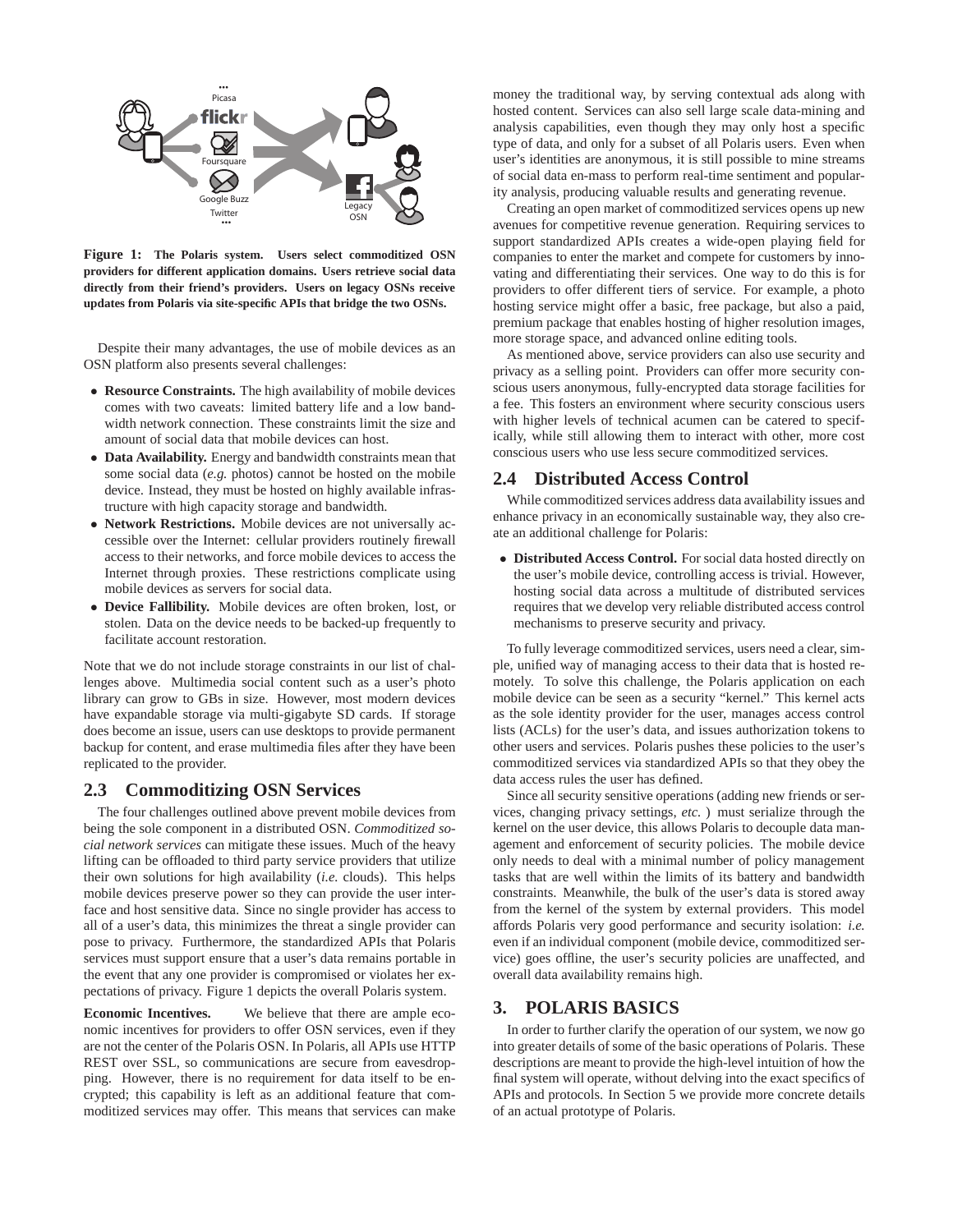...
Picasa
flickr
Foursquare
Google Buzz
Twitter
...
Legacy OSN

**Figure 1: The Polaris system. Users select commoditized OSN providers for different application domains. Users retrieve social data directly from their friend's providers. Users on legacy OSNs receive updates from Polaris via site-specific APIs that bridge the two OSNs.**

Despite their many advantages, the use of mobile devices as an OSN platform also presents several challenges:

- **Resource Constraints.** The high availability of mobile devices comes with two caveats: limited battery life and a low bandwidth network connection. These constraints limit the size and amount of social data that mobile devices can host.
- **Data Availability.** Energy and bandwidth constraints mean that some social data (*e.g.* photos) cannot be hosted on the mobile device. Instead, they must be hosted on highly available infrastructure with high capacity storage and bandwidth.
- **Network Restrictions.** Mobile devices are not universally accessible over the Internet: cellular providers routinely firewall access to their networks, and force mobile devices to access the Internet through proxies. These restrictions complicate using mobile devices as servers for social data.
- **Device Fallibility.** Mobile devices are often broken, lost, or stolen. Data on the device needs to be backed-up frequently to facilitate account restoration.

Note that we do not include storage constraints in our list of challenges above. Multimedia social content such as a user's photo library can grow to GBs in size. However, most modern devices have expandable storage via multi-gigabyte SD cards. If storage does become an issue, users can use desktops to provide permanent backup for content, and erase multimedia files after they have been replicated to the provider.

## 2.3 Commoditizing OSN Services

The four challenges outlined above prevent mobile devices from being the sole component in a distributed OSN. *Commoditized social network services* can mitigate these issues. Much of the heavy lifting can be offloaded to third party service providers that utilize their own solutions for high availability (*i.e.* clouds). This helps mobile devices preserve power so they can provide the user interface and host sensitive data. Since no single provider has access to all of a user's data, this minimizes the threat a single provider can pose to privacy. Furthermore, the standardized APIs that Polaris services must support ensure that a user's data remains portable in the event that any one provider is compromised or violates her expectations of privacy. Figure 1 depicts the overall Polaris system.

**Economic Incentives.** We believe that there are ample economic incentives for providers to offer OSN services, even if they are not the center of the Polaris OSN. In Polaris, all APIs use HTTP REST over SSL, so communications are secure from eavesdropping. However, there is no requirement for data itself to be encrypted; this capability is left as an additional feature that commoditized services may offer. This means that services can make money the traditional way, by serving contextual ads along with hosted content. Services can also sell large scale data-mining and analysis capabilities, even though they may only host a specific type of data, and only for a subset of all Polaris users. Even when user's identities are anonymous, it is still possible to mine streams of social data en-mass to perform real-time sentiment and popularity analysis, producing valuable results and generating revenue.

Creating an open market of commoditized services opens up new avenues for competitive revenue generation. Requiring services to support standardized APIs creates a wide-open playing field for companies to enter the market and compete for customers by innovating and differentiating their services. One way to do this is for providers to offer different tiers of service. For example, a photo hosting service might offer a basic, free package, but also a paid, premium package that enables hosting of higher resolution images, more storage space, and advanced online editing tools.

As mentioned above, service providers can also use security and privacy as a selling point. Providers can offer more security conscious users anonymous, fully-encrypted data storage facilities for a fee. This fosters an environment where security conscious users with higher levels of technical acumen can be catered to specifically, while still allowing them to interact with other, more cost conscious users who use less secure commoditized services.

## 2.4 Distributed Access Control

While commoditized services address data availability issues and enhance privacy in an economically sustainable way, they also create an additional challenge for Polaris:

- **Distributed Access Control.** For social data hosted directly on the user's mobile device, controlling access is trivial. However, hosting social data across a multitude of distributed services requires that we develop very reliable distributed access control mechanisms to preserve security and privacy.

To fully leverage commoditized services, users need a clear, simple, unified way of managing access to their data that is hosted remotely. To solve this challenge, the Polaris application on each mobile device can be seen as a security "kernel." This kernel acts as the sole identity provider for the user, manages access control lists (ACLs) for the user's data, and issues authorization tokens to other users and services. Polaris pushes these policies to the user's commoditized services via standardized APIs so that they obey the data access rules the user has defined.

Since all security sensitive operations (adding new friends or services, changing privacy settings, *etc.* ) must serialize through the kernel on the user device, this allows Polaris to decouple data management and enforcement of security policies. The mobile device only needs to deal with a minimal number of policy management tasks that are well within the limits of its battery and bandwidth constraints. Meanwhile, the bulk of the user's data is stored away from the kernel of the system by external providers. This model affords Polaris very good performance and security isolation: *i.e.* even if an individual component (mobile device, commoditized service) goes offline, the user's security policies are unaffected, and overall data availability remains high.

# 3. POLARIS BASICS

In order to further clarify the operation of our system, we now go into greater details of some of the basic operations of Polaris. These descriptions are meant to provide the high-level intuition of how the final system will operate, without delving into the exact specifics of APIs and protocols. In Section 5 we provide more concrete details of an actual prototype of Polaris.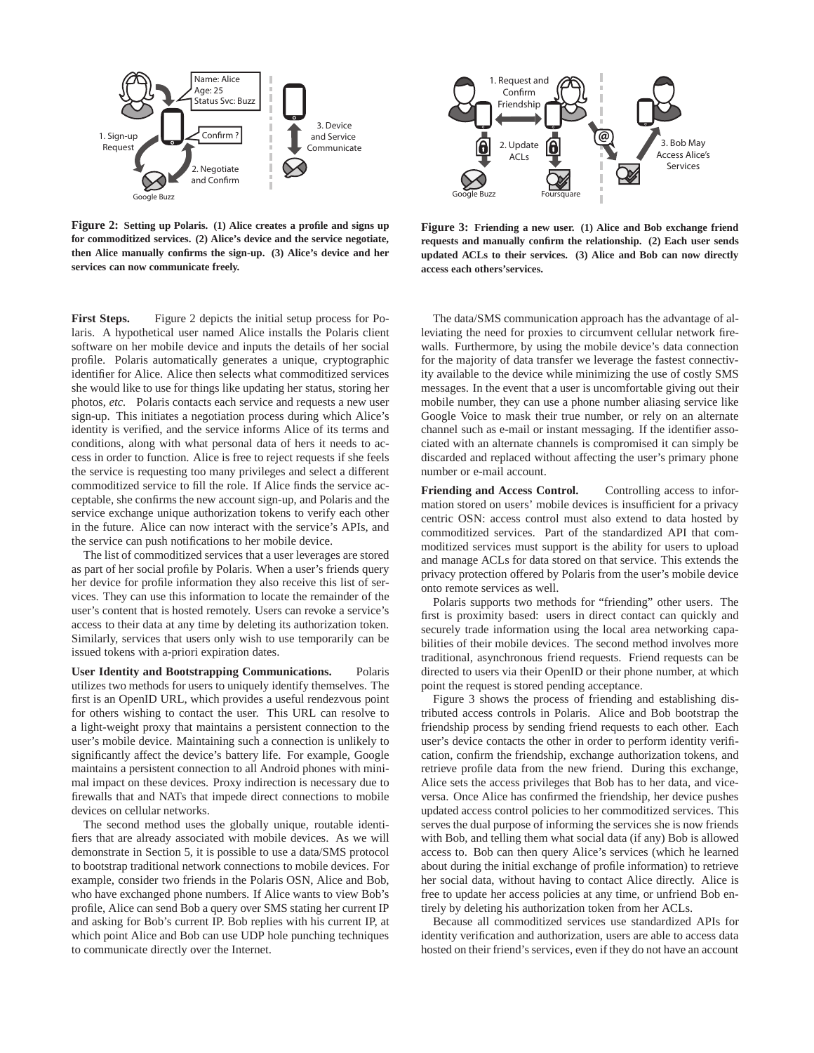1. Sign-up Request

Name: Alice
Age: 25
Status Svc: Buzz

Confirm ?

2. Negotiate and Confirm

Google Buzz

3. Device and Service Communicate

**Figure 2: Setting up Polaris. (1) Alice creates a profile and signs up for commoditized services. (2) Alice's device and the service negotiate, then Alice manually confirms the sign-up. (3) Alice's device and her services can now communicate freely.**

1. Request and Confirm Friendship

2. Update ACLs

Google Buzz

Foursquare

3. Bob May Access Alice's Services

**Figure 3: Friending a new user. (1) Alice and Bob exchange friend requests and manually confirm the relationship. (2) Each user sends updated ACLs to their services. (3) Alice and Bob can now directly access each others'services.**

**First Steps.** Figure 2 depicts the initial setup process for Polaris. A hypothetical user named Alice installs the Polaris client software on her mobile device and inputs the details of her social profile. Polaris automatically generates a unique, cryptographic identifier for Alice. Alice then selects what commoditized services she would like to use for things like updating her status, storing her photos, *etc.* Polaris contacts each service and requests a new user sign-up. This initiates a negotiation process during which Alice's identity is verified, and the service informs Alice of its terms and conditions, along with what personal data of hers it needs to access in order to function. Alice is free to reject requests if she feels the service is requesting too many privileges and select a different commoditized service to fill the role. If Alice finds the service acceptable, she confirms the new account sign-up, and Polaris and the service exchange unique authorization tokens to verify each other in the future. Alice can now interact with the service's APIs, and the service can push notifications to her mobile device.

The list of commoditized services that a user leverages are stored as part of her social profile by Polaris. When a user's friends query her device for profile information they also receive this list of services. They can use this information to locate the remainder of the user's content that is hosted remotely. Users can revoke a service's access to their data at any time by deleting its authorization token. Similarly, services that users only wish to use temporarily can be issued tokens with a-priori expiration dates.

**User Identity and Bootstrapping Communications.** Polaris utilizes two methods for users to uniquely identify themselves. The first is an OpenID URL, which provides a useful rendezvous point for others wishing to contact the user. This URL can resolve to a light-weight proxy that maintains a persistent connection to the user's mobile device. Maintaining such a connection is unlikely to significantly affect the device's battery life. For example, Google maintains a persistent connection to all Android phones with minimal impact on these devices. Proxy indirection is necessary due to firewalls that and NATs that impede direct connections to mobile devices on cellular networks.

The second method uses the globally unique, routable identifiers that are already associated with mobile devices. As we will demonstrate in Section 5, it is possible to use a data/SMS protocol to bootstrap traditional network connections to mobile devices. For example, consider two friends in the Polaris OSN, Alice and Bob, who have exchanged phone numbers. If Alice wants to view Bob's profile, Alice can send Bob a query over SMS stating her current IP and asking for Bob's current IP. Bob replies with his current IP, at which point Alice and Bob can use UDP hole punching techniques to communicate directly over the Internet.

The data/SMS communication approach has the advantage of alleviating the need for proxies to circumvent cellular network firewalls. Furthermore, by using the mobile device's data connection for the majority of data transfer we leverage the fastest connectivity available to the device while minimizing the use of costly SMS messages. In the event that a user is uncomfortable giving out their mobile number, they can use a phone number aliasing service like Google Voice to mask their true number, or rely on an alternate channel such as e-mail or instant messaging. If the identifier associated with an alternate channels is compromised it can simply be discarded and replaced without affecting the user's primary phone number or e-mail account.

**Friending and Access Control.** Controlling access to information stored on users' mobile devices is insufficient for a privacy centric OSN: access control must also extend to data hosted by commoditized services. Part of the standardized API that commoditized services must support is the ability for users to upload and manage ACLs for data stored on that service. This extends the privacy protection offered by Polaris from the user's mobile device onto remote services as well.

Polaris supports two methods for "friending" other users. The first is proximity based: users in direct contact can quickly and securely trade information using the local area networking capabilities of their mobile devices. The second method involves more traditional, asynchronous friend requests. Friend requests can be directed to users via their OpenID or their phone number, at which point the request is stored pending acceptance.

Figure 3 shows the process of friending and establishing distributed access controls in Polaris. Alice and Bob bootstrap the friendship process by sending friend requests to each other. Each user's device contacts the other in order to perform identity verification, confirm the friendship, exchange authorization tokens, and retrieve profile data from the new friend. During this exchange, Alice sets the access privileges that Bob has to her data, and vice-versa. Once Alice has confirmed the friendship, her device pushes updated access control policies to her commoditized services. This serves the dual purpose of informing the services she is now friends with Bob, and telling them what social data (if any) Bob is allowed access to. Bob can then query Alice's services (which he learned about during the initial exchange of profile information) to retrieve her social data, without having to contact Alice directly. Alice is free to update her access policies at any time, or unfriend Bob entirely by deleting his authorization token from her ACLs.

Because all commoditized services use standardized APIs for identity verification and authorization, users are able to access data hosted on their friend's services, even if they do not have an account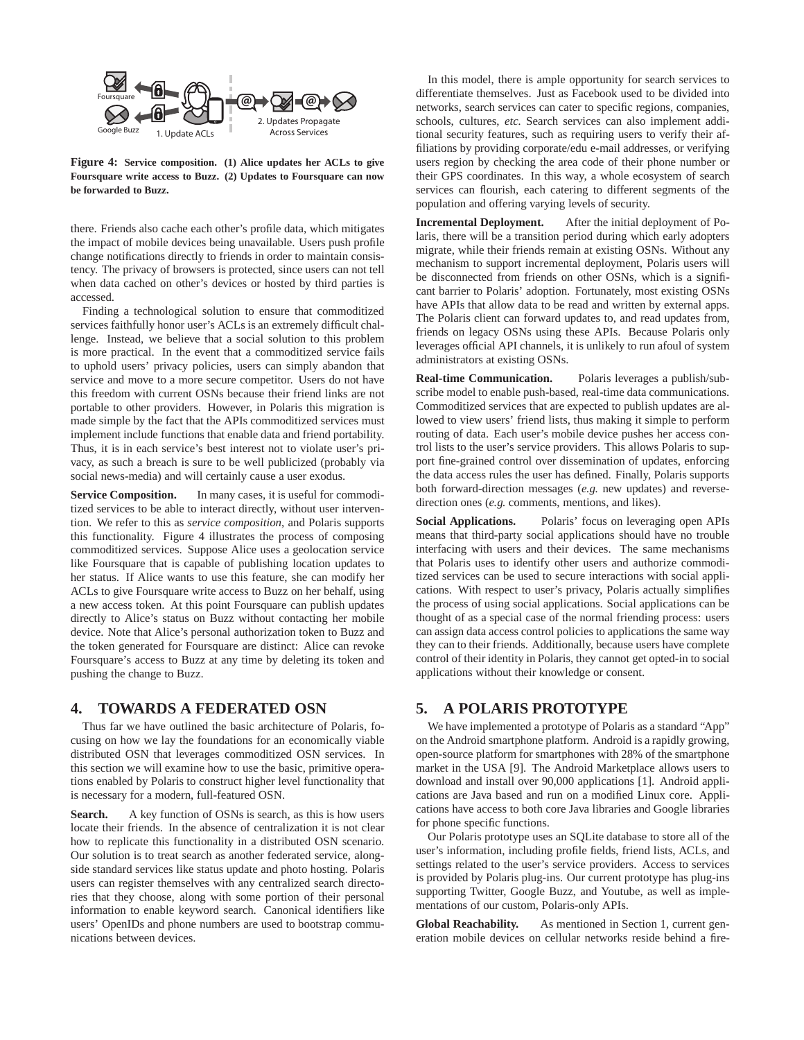Foursquare

Google Buzz

1. Update ACLs

2. Updates Propagate Across Services

**Figure 4: Service composition. (1) Alice updates her ACLs to give Foursquare write access to Buzz. (2) Updates to Foursquare can now be forwarded to Buzz.**

there. Friends also cache each other's profile data, which mitigates the impact of mobile devices being unavailable. Users push profile change notifications directly to friends in order to maintain consistency. The privacy of browsers is protected, since users can not tell when data cached on other's devices or hosted by third parties is accessed.

Finding a technological solution to ensure that commoditized services faithfully honor user's ACLs is an extremely difficult challenge. Instead, we believe that a social solution to this problem is more practical. In the event that a commoditized service fails to uphold users' privacy policies, users can simply abandon that service and move to a more secure competitor. Users do not have this freedom with current OSNs because their friend links are not portable to other providers. However, in Polaris this migration is made simple by the fact that the APIs commoditized services must implement include functions that enable data and friend portability. Thus, it is in each service's best interest not to violate user's privacy, as such a breach is sure to be well publicized (probably via social news-media) and will certainly cause a user exodus.

**Service Composition.** In many cases, it is useful for commoditized services to be able to interact directly, without user intervention. We refer to this as *service composition*, and Polaris supports this functionality. Figure 4 illustrates the process of composing commoditized services. Suppose Alice uses a geolocation service like Foursquare that is capable of publishing location updates to her status. If Alice wants to use this feature, she can modify her ACLs to give Foursquare write access to Buzz on her behalf, using a new access token. At this point Foursquare can publish updates directly to Alice's status on Buzz without contacting her mobile device. Note that Alice's personal authorization token to Buzz and the token generated for Foursquare are distinct: Alice can revoke Foursquare's access to Buzz at any time by deleting its token and pushing the change to Buzz.

## 4. TOWARDS A FEDERATED OSN

Thus far we have outlined the basic architecture of Polaris, focusing on how we lay the foundations for an economically viable distributed OSN that leverages commoditized OSN services. In this section we will examine how to use the basic, primitive operations enabled by Polaris to construct higher level functionality that is necessary for a modern, full-featured OSN.

**Search.** A key function of OSNs is search, as this is how users locate their friends. In the absence of centralization it is not clear how to replicate this functionality in a distributed OSN scenario. Our solution is to treat search as another federated service, alongside standard services like status update and photo hosting. Polaris users can register themselves with any centralized search directories that they choose, along with some portion of their personal information to enable keyword search. Canonical identifiers like users' OpenIDs and phone numbers are used to bootstrap communications between devices.

In this model, there is ample opportunity for search services to differentiate themselves. Just as Facebook used to be divided into networks, search services can cater to specific regions, companies, schools, cultures, *etc.* Search services can also implement additional security features, such as requiring users to verify their affiliations by providing corporate/edu e-mail addresses, or verifying users region by checking the area code of their phone number or their GPS coordinates. In this way, a whole ecosystem of search services can flourish, each catering to different segments of the population and offering varying levels of security.

**Incremental Deployment.** After the initial deployment of Polaris, there will be a transition period during which early adopters migrate, while their friends remain at existing OSNs. Without any mechanism to support incremental deployment, Polaris users will be disconnected from friends on other OSNs, which is a significant barrier to Polaris' adoption. Fortunately, most existing OSNs have APIs that allow data to be read and written by external apps. The Polaris client can forward updates to, and read updates from, friends on legacy OSNs using these APIs. Because Polaris only leverages official API channels, it is unlikely to run afoul of system administrators at existing OSNs.

**Real-time Communication.** Polaris leverages a publish/subscribe model to enable push-based, real-time data communications. Commoditized services that are expected to publish updates are allowed to view users' friend lists, thus making it simple to perform routing of data. Each user's mobile device pushes her access control lists to the user's service providers. This allows Polaris to support fine-grained control over dissemination of updates, enforcing the data access rules the user has defined. Finally, Polaris supports both forward-direction messages (*e.g.* new updates) and reverse-direction ones (*e.g.* comments, mentions, and likes).

**Social Applications.** Polaris' focus on leveraging open APIs means that third-party social applications should have no trouble interfacing with users and their devices. The same mechanisms that Polaris uses to identify other users and authorize commoditized services can be used to secure interactions with social applications. With respect to user's privacy, Polaris actually simplifies the process of using social applications. Social applications can be thought of as a special case of the normal friending process: users can assign data access control policies to applications the same way they can to their friends. Additionally, because users have complete control of their identity in Polaris, they cannot get opted-in to social applications without their knowledge or consent.

## 5. A POLARIS PROTOTYPE

We have implemented a prototype of Polaris as a standard "App" on the Android smartphone platform. Android is a rapidly growing, open-source platform for smartphones with 28% of the smartphone market in the USA [9]. The Android Marketplace allows users to download and install over 90,000 applications [1]. Android applications are Java based and run on a modified Linux core. Applications have access to both core Java libraries and Google libraries for phone specific functions.

Our Polaris prototype uses an SQLite database to store all of the user's information, including profile fields, friend lists, ACLs, and settings related to the user's service providers. Access to services is provided by Polaris plug-ins. Our current prototype has plug-ins supporting Twitter, Google Buzz, and Youtube, as well as implementations of our custom, Polaris-only APIs.

**Global Reachability.** As mentioned in Section 1, current generation mobile devices on cellular networks reside behind a fire-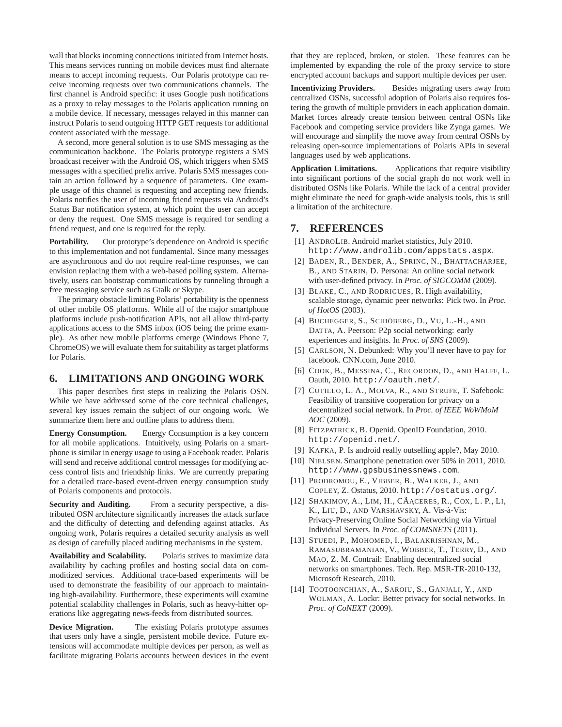wall that blocks incoming connections initiated from Internet hosts. This means services running on mobile devices must find alternate means to accept incoming requests. Our Polaris prototype can receive incoming requests over two communications channels. The first channel is Android specific: it uses Google push notifications as a proxy to relay messages to the Polaris application running on a mobile device. If necessary, messages relayed in this manner can instruct Polaris to send outgoing HTTP GET requests for additional content associated with the message.

A second, more general solution is to use SMS messaging as the communication backbone. The Polaris prototype registers a SMS broadcast receiver with the Android OS, which triggers when SMS messages with a specified prefix arrive. Polaris SMS messages contain an action followed by a sequence of parameters. One example usage of this channel is requesting and accepting new friends. Polaris notifies the user of incoming friend requests via Android's Status Bar notification system, at which point the user can accept or deny the request. One SMS message is required for sending a friend request, and one is required for the reply.

**Portability.** Our prototype's dependence on Android is specific to this implementation and not fundamental. Since many messages are asynchronous and do not require real-time responses, we can envision replacing them with a web-based polling system. Alternatively, users can bootstrap communications by tunneling through a free messaging service such as Gtalk or Skype.

The primary obstacle limiting Polaris' portability is the openness of other mobile OS platforms. While all of the major smartphone platforms include push-notification APIs, not all allow third-party applications access to the SMS inbox (iOS being the prime example). As other new mobile platforms emerge (Windows Phone 7, ChromeOS) we will evaluate them for suitability as target platforms for Polaris.

## 6. LIMITATIONS AND ONGOING WORK

This paper describes first steps in realizing the Polaris OSN. While we have addressed some of the core technical challenges, several key issues remain the subject of our ongoing work. We summarize them here and outline plans to address them.

**Energy Consumption.** Energy Consumption is a key concern for all mobile applications. Intuitively, using Polaris on a smartphone is similar in energy usage to using a Facebook reader. Polaris will send and receive additional control messages for modifying access control lists and friendship links. We are currently preparing for a detailed trace-based event-driven energy consumption study of Polaris components and protocols.

**Security and Auditing.** From a security perspective, a distributed OSN architecture significantly increases the attack surface and the difficulty of detecting and defending against attacks. As ongoing work, Polaris requires a detailed security analysis as well as design of carefully placed auditing mechanisms in the system.

**Availability and Scalability.** Polaris strives to maximize data availability by caching profiles and hosting social data on commoditized services. Additional trace-based experiments will be used to demonstrate the feasibility of our approach to maintaining high-availability. Furthermore, these experiments will examine potential scalability challenges in Polaris, such as heavy-hitter operations like aggregating news-feeds from distributed sources.

**Device Migration.** The existing Polaris prototype assumes that users only have a single, persistent mobile device. Future extensions will accommodate multiple devices per person, as well as facilitate migrating Polaris accounts between devices in the event that they are replaced, broken, or stolen. These features can be implemented by expanding the role of the proxy service to store encrypted account backups and support multiple devices per user.

**Incentivizing Providers.** Besides migrating users away from centralized OSNs, successful adoption of Polaris also requires fostering the growth of multiple providers in each application domain. Market forces already create tension between central OSNs like Facebook and competing service providers like Zynga games. We will encourage and simplify the move away from central OSNs by releasing open-source implementations of Polaris APIs in several languages used by web applications.

**Application Limitations.** Applications that require visibility into significant portions of the social graph do not work well in distributed OSNs like Polaris. While the lack of a central provider might eliminate the need for graph-wide analysis tools, this is still a limitation of the architecture.

## 7. REFERENCES

[1] AndroLib. Android market statistics, July 2010. http://www.androlib.com/appstats.aspx.

[2] Baden, R., Bender, A., Spring, N., Bhattacharjee, B., and Starin, D. Persona: An online social network with user-defined privacy. In *Proc. of SIGCOMM* (2009).

[3] Blake, C., and Rodrigues, R. High availability, scalable storage, dynamic peer networks: Pick two. In *Proc. of HotOS* (2003).

[4] Buchegger, S., Schiöberg, D., Vu, L.-H., and Datta, A. Peerson: P2p social networking: early experiences and insights. In *Proc. of SNS* (2009).

[5] Carlson, N. Debunked: Why you'll never have to pay for facebook. CNN.com, June 2010.

[6] Cook, B., Messina, C., Recordon, D., and Halff, L. Oauth, 2010. http://oauth.net/.

[7] Cutillo, L. A., Molva, R., and Strufe, T. Safebook: Feasibility of transitive cooperation for privacy on a decentralized social network. In *Proc. of IEEE WoWMoM AOC* (2009).

[8] Fitzpatrick, B. Openid. OpenID Foundation, 2010. http://openid.net/.

[9] Kafka, P. Is android really outselling apple?, May 2010.

[10] Nielsen. Smartphone penetration over 50% in 2011, 2010. http://www.gpsbusinessnews.com.

[11] Prodromou, E., Vibber, B., Walker, J., and Copley, Z. Ostatus, 2010. http://ostatus.org/.

[12] Shakimov, A., Lim, H., CÃĄceres, R., Cox, L. P., Li, K., Liu, D., and Varshavsky, A. Vis-à-Vis: Privacy-Preserving Online Social Networking via Virtual Individual Servers. In *Proc. of COMSNETS* (2011).

[13] Stuedi, P., Mohomed, I., Balakrishnan, M., Ramasubramanian, V., Wobber, T., Terry, D., and Mao, Z. M. Contrail: Enabling decentralized social networks on smartphones. Tech. Rep. MSR-TR-2010-132, Microsoft Research, 2010.

[14] Tootoonchian, A., Saroiu, S., Ganjali, Y., and Wolman, A. Lockr: Better privacy for social networks. In *Proc. of CoNEXT* (2009).